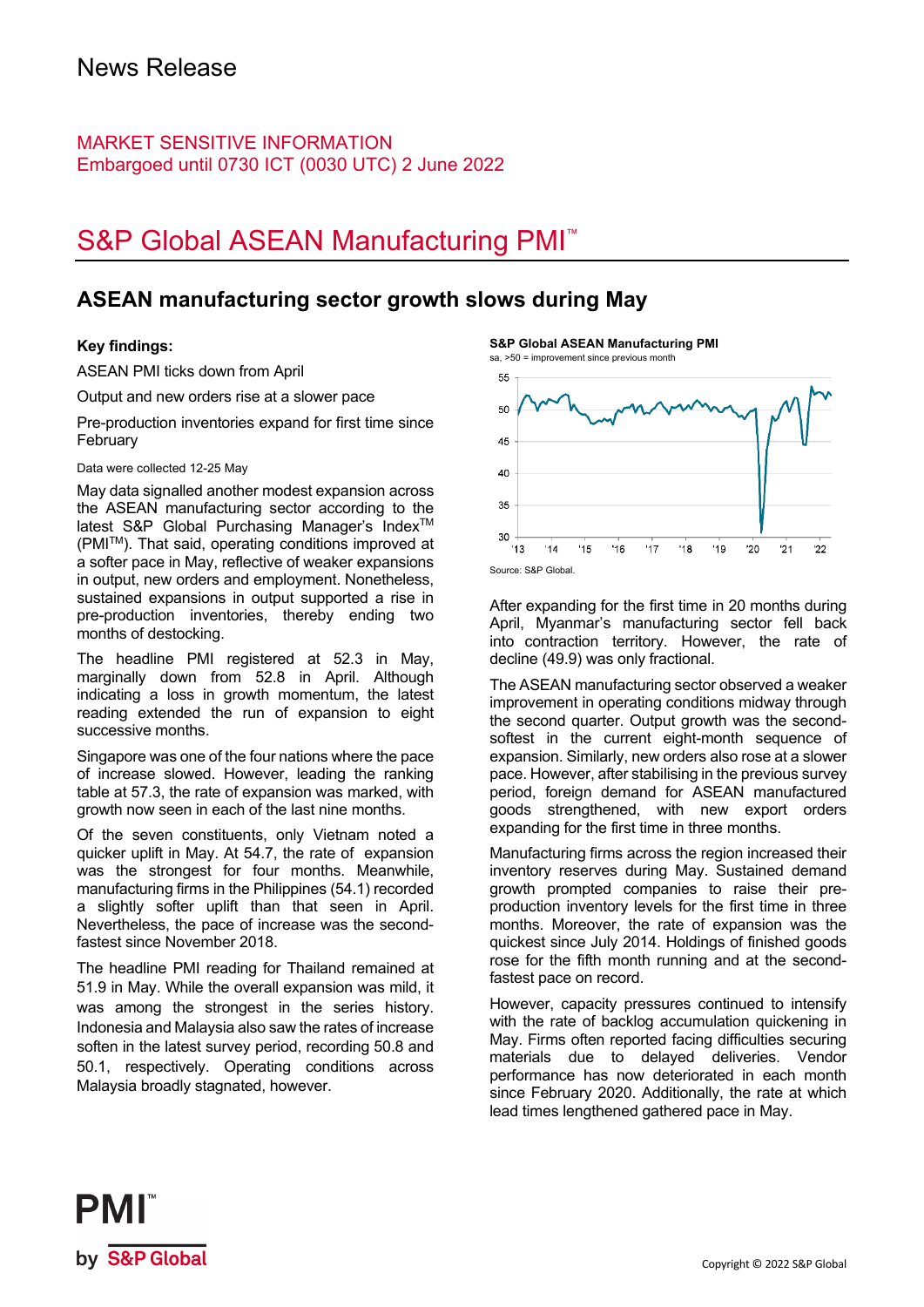News Release

MARKET SENSITIVE INFORMATION
Embargoed until 0730 ICT (0030 UTC) 2 June 2022

# S&P Global ASEAN Manufacturing PMI™

## ASEAN manufacturing sector growth slows during May

**Key findings:**

ASEAN PMI ticks down from April

Output and new orders rise at a slower pace

Pre-production inventories expand for first time since February

Data were collected 12-25 May

May data signalled another modest expansion across the ASEAN manufacturing sector according to the latest S&P Global Purchasing Manager's Index™ (PMI™). That said, operating conditions improved at a softer pace in May, reflective of weaker expansions in output, new orders and employment. Nonetheless, sustained expansions in output supported a rise in pre-production inventories, thereby ending two months of destocking.

The headline PMI registered at 52.3 in May, marginally down from 52.8 in April. Although indicating a loss in growth momentum, the latest reading extended the run of expansion to eight successive months.

Singapore was one of the four nations where the pace of increase slowed. However, leading the ranking table at 57.3, the rate of expansion was marked, with growth now seen in each of the last nine months.

Of the seven constituents, only Vietnam noted a quicker uplift in May. At 54.7, the rate of expansion was the strongest for four months. Meanwhile, manufacturing firms in the Philippines (54.1) recorded a slightly softer uplift than that seen in April. Nevertheless, the pace of increase was the second-fastest since November 2018.

The headline PMI reading for Thailand remained at 51.9 in May. While the overall expansion was mild, it was among the strongest in the series history. Indonesia and Malaysia also saw the rates of increase soften in the latest survey period, recording 50.8 and 50.1, respectively. Operating conditions across Malaysia broadly stagnated, however.

**S&P Global ASEAN Manufacturing PMI**
sa, >50 = improvement since previous month

55
50
45
40
35
30
'13 '14 '15 '16 '17 '18 '19 '20 '21 '22

Source: S&P Global.

After expanding for the first time in 20 months during April, Myanmar's manufacturing sector fell back into contraction territory. However, the rate of decline (49.9) was only fractional.

The ASEAN manufacturing sector observed a weaker improvement in operating conditions midway through the second quarter. Output growth was the second-softest in the current eight-month sequence of expansion. Similarly, new orders also rose at a slower pace. However, after stabilising in the previous survey period, foreign demand for ASEAN manufactured goods strengthened, with new export orders expanding for the first time in three months.

Manufacturing firms across the region increased their inventory reserves during May. Sustained demand growth prompted companies to raise their pre-production inventory levels for the first time in three months. Moreover, the rate of expansion was the quickest since July 2014. Holdings of finished goods rose for the fifth month running and at the second-fastest pace on record.

However, capacity pressures continued to intensify with the rate of backlog accumulation quickening in May. Firms often reported facing difficulties securing materials due to delayed deliveries. Vendor performance has now deteriorated in each month since February 2020. Additionally, the rate at which lead times lengthened gathered pace in May.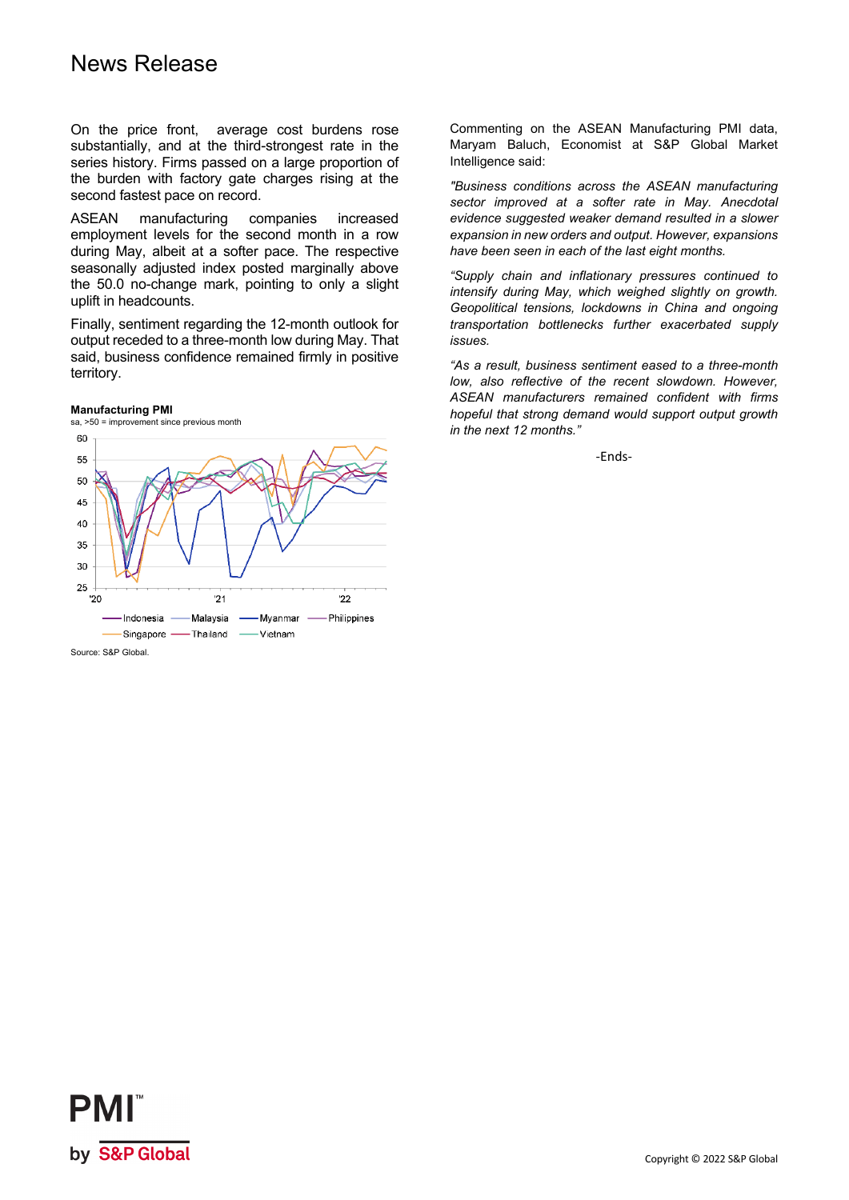# News Release

On the price front, average cost burdens rose substantially, and at the third-strongest rate in the series history. Firms passed on a large proportion of the burden with factory gate charges rising at the second fastest pace on record.

ASEAN manufacturing companies increased employment levels for the second month in a row during May, albeit at a softer pace. The respective seasonally adjusted index posted marginally above the 50.0 no-change mark, pointing to only a slight uplift in headcounts.

Finally, sentiment regarding the 12-month outlook for output receded to a three-month low during May. That said, business confidence remained firmly in positive territory.

**Manufacturing PMI**

sa, >50 = improvement since previous month

60
55
50
45
40
35
30
25

'20 '21 '22

Indonesia Malaysia Myanmar Philippines
Singapore Thailand Vietnam

Source: S&P Global.

Commenting on the ASEAN Manufacturing PMI data, Maryam Baluch, Economist at S&P Global Market Intelligence said:

*"Business conditions across the ASEAN manufacturing sector improved at a softer rate in May. Anecdotal evidence suggested weaker demand resulted in a slower expansion in new orders and output. However, expansions have been seen in each of the last eight months.*

*"Supply chain and inflationary pressures continued to intensify during May, which weighed slightly on growth. Geopolitical tensions, lockdowns in China and ongoing transportation bottlenecks further exacerbated supply issues.*

*"As a result, business sentiment eased to a three-month low, also reflective of the recent slowdown. However, ASEAN manufacturers remained confident with firms hopeful that strong demand would support output growth in the next 12 months."*

-Ends-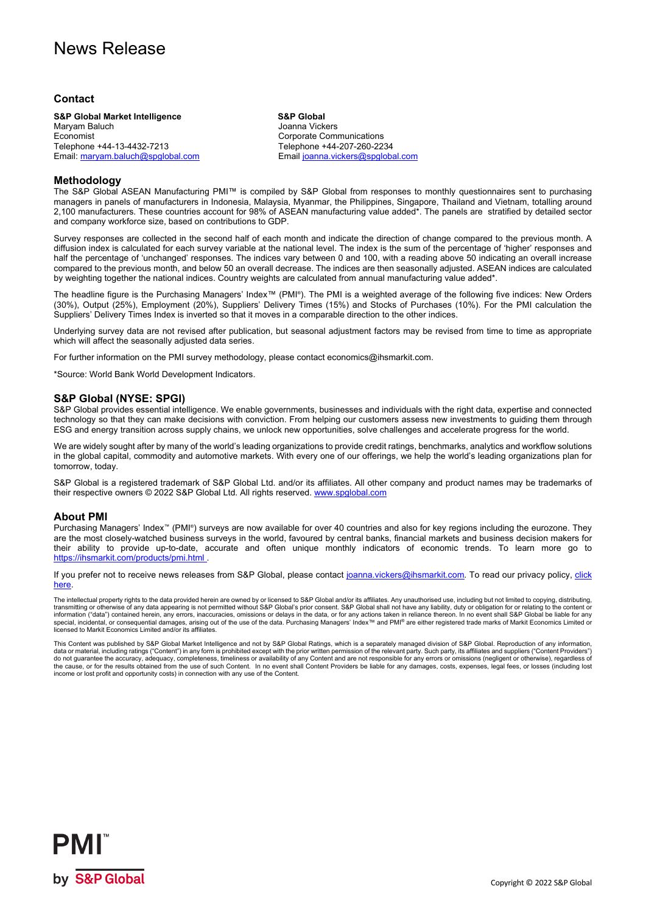# News Release

## Contact

**S&P Global Market Intelligence**
Maryam Baluch
Economist
Telephone +44-13-4432-7213
Email: maryam.baluch@spglobal.com

**S&P Global**
Joanna Vickers
Corporate Communications
Telephone +44-207-260-2234
Email joanna.vickers@spglobal.com

## Methodology

The S&P Global ASEAN Manufacturing PMI™ is compiled by S&P Global from responses to monthly questionnaires sent to purchasing managers in panels of manufacturers in Indonesia, Malaysia, Myanmar, the Philippines, Singapore, Thailand and Vietnam, totalling around 2,100 manufacturers. These countries account for 98% of ASEAN manufacturing value added*. The panels are stratified by detailed sector and company workforce size, based on contributions to GDP.

Survey responses are collected in the second half of each month and indicate the direction of change compared to the previous month. A diffusion index is calculated for each survey variable at the national level. The index is the sum of the percentage of 'higher' responses and half the percentage of 'unchanged' responses. The indices vary between 0 and 100, with a reading above 50 indicating an overall increase compared to the previous month, and below 50 an overall decrease. The indices are then seasonally adjusted. ASEAN indices are calculated by weighting together the national indices. Country weights are calculated from annual manufacturing value added*.

The headline figure is the Purchasing Managers' Index™ (PMI®). The PMI is a weighted average of the following five indices: New Orders (30%), Output (25%), Employment (20%), Suppliers' Delivery Times (15%) and Stocks of Purchases (10%). For the PMI calculation the Suppliers' Delivery Times Index is inverted so that it moves in a comparable direction to the other indices.

Underlying survey data are not revised after publication, but seasonal adjustment factors may be revised from time to time as appropriate which will affect the seasonally adjusted data series.

For further information on the PMI survey methodology, please contact economics@ihsmarkit.com.

*Source: World Bank World Development Indicators.

## S&P Global (NYSE: SPGI)

S&P Global provides essential intelligence. We enable governments, businesses and individuals with the right data, expertise and connected technology so that they can make decisions with conviction. From helping our customers assess new investments to guiding them through ESG and energy transition across supply chains, we unlock new opportunities, solve challenges and accelerate progress for the world.

We are widely sought after by many of the world's leading organizations to provide credit ratings, benchmarks, analytics and workflow solutions in the global capital, commodity and automotive markets. With every one of our offerings, we help the world's leading organizations plan for tomorrow, today.

S&P Global is a registered trademark of S&P Global Ltd. and/or its affiliates. All other company and product names may be trademarks of their respective owners © 2022 S&P Global Ltd. All rights reserved. www.spglobal.com

## About PMI

Purchasing Managers' Index™ (PMI®) surveys are now available for over 40 countries and also for key regions including the eurozone. They are the most closely-watched business surveys in the world, favoured by central banks, financial markets and business decision makers for their ability to provide up-to-date, accurate and often unique monthly indicators of economic trends. To learn more go to https://ihsmarkit.com/products/pmi.html .

If you prefer not to receive news releases from S&P Global, please contact joanna.vickers@ihsmarkit.com. To read our privacy policy, click here.

The intellectual property rights to the data provided herein are owned by or licensed to S&P Global and/or its affiliates. Any unauthorised use, including but not limited to copying, distributing, transmitting or otherwise of any data appearing is not permitted without S&P Global's prior consent. S&P Global shall not have any liability, duty or obligation for or relating to the content or information ("data") contained herein, any errors, inaccuracies, omissions or delays in the data, or for any actions taken in reliance thereon. In no event shall S&P Global be liable for any special, incidental, or consequential damages, arising out of the use of the data. Purchasing Managers' Index™ and PMI® are either registered trade marks of Markit Economics Limited or licensed to Markit Economics Limited and/or its affiliates.

This Content was published by S&P Global Market Intelligence and not by S&P Global Ratings, which is a separately managed division of S&P Global. Reproduction of any information, data or material, including ratings ("Content") in any form is prohibited except with the prior written permission of the relevant party. Such party, its affiliates and suppliers ("Content Providers") do not guarantee the accuracy, adequacy, completeness, timeliness or availability of any Content and are not responsible for any errors or omissions (negligent or otherwise), regardless of the cause, or for the results obtained from the use of such Content. In no event shall Content Providers be liable for any damages, costs, expenses, legal fees, or losses (including lost income or lost profit and opportunity costs) in connection with any use of the Content.

PMI™ by S&P Global

Copyright © 2022 S&P Global